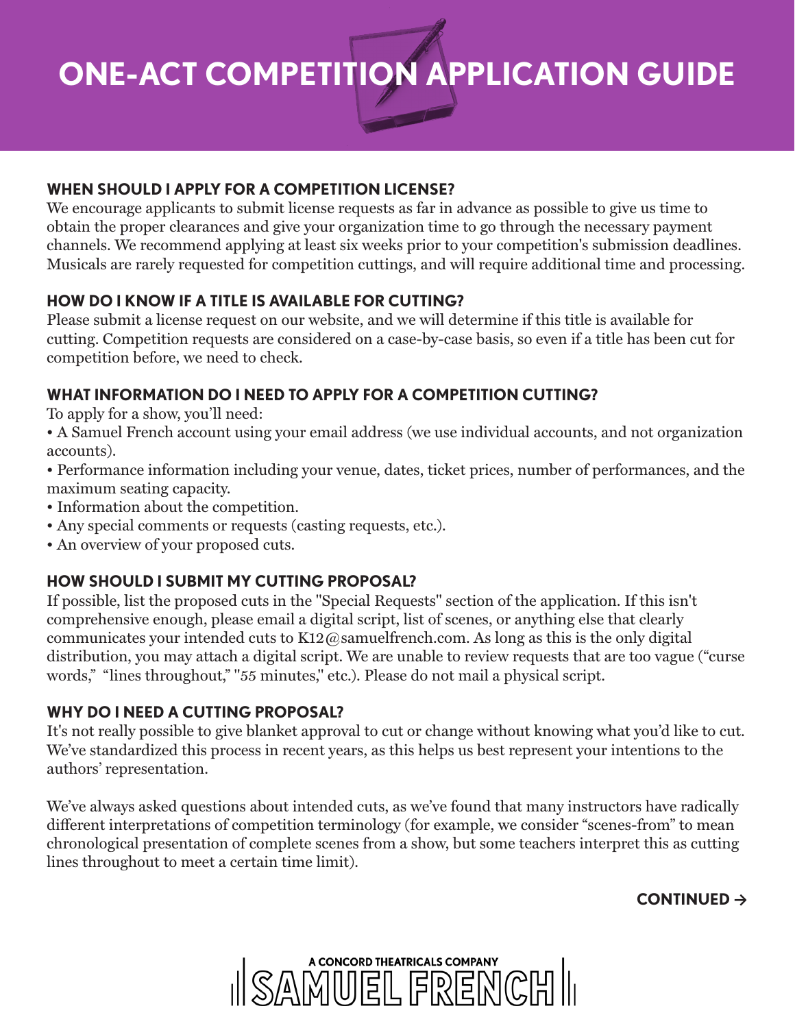# ONE-ACT COMPETITION APPLICATION GUIDE

## WHEN SHOULD I APPLY FOR A COMPETITION LICENSE?

We encourage applicants to submit license requests as far in advance as possible to give us time to obtain the proper clearances and give your organization time to go through the necessary payment channels. We recommend applying at least six weeks prior to your competition's submission deadlines. Musicals are rarely requested for competition cuttings, and will require additional time and processing.

## HOW DO I KNOW IF A TITLE IS AVAILABLE FOR CUTTING?

Please submit a license request on our website, and we will determine if this title is available for cutting. Competition requests are considered on a case-by-case basis, so even if a title has been cut for competition before, we need to check.

## WHAT INFORMATION DO I NEED TO APPLY FOR A COMPETITION CUTTING?

To apply for a show, you'll need:

- A Samuel French account using your email address (we use individual accounts, and not organization accounts).
- Performance information including your venue, dates, ticket prices, number of performances, and the maximum seating capacity.
- Information about the competition.
- Any special comments or requests (casting requests, etc.).
- An overview of your proposed cuts.

## HOW SHOULD I SUBMIT MY CUTTING PROPOSAL?

If possible, list the proposed cuts in the "Special Requests" section of the application. If this isn't comprehensive enough, please email a digital script, list of scenes, or anything else that clearly communicates your intended cuts to K12@samuelfrench.com. As long as this is the only digital distribution, you may attach a digital script. We are unable to review requests that are too vague ("curse words," "lines throughout," "55 minutes," etc.). Please do not mail a physical script.

## WHY DO I NEED A CUTTING PROPOSAL?

It's not really possible to give blanket approval to cut or change without knowing what you'd like to cut. We've standardized this process in recent years, as this helps us best represent your intentions to the authors' representation.

We've always asked questions about intended cuts, as we've found that many instructors have radically different interpretations of competition terminology (for example, we consider "scenes-from" to mean chronological presentation of complete scenes from a show, but some teachers interpret this as cutting lines throughout to meet a certain time limit).

**CONTINUED →**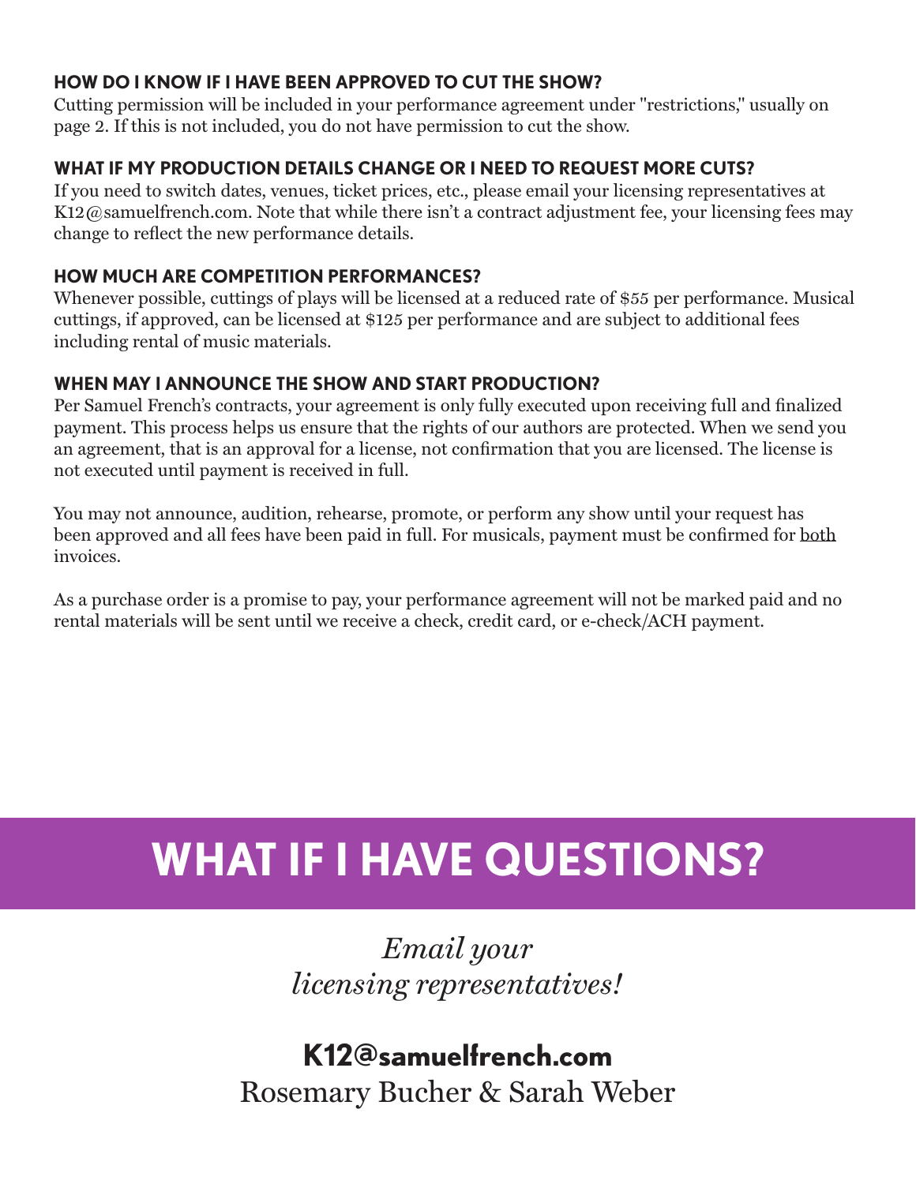### HOW DO I KNOW IF I HAVE BEEN APPROVED TO CUT THE SHOW?

Cutting permission will be included in your performance agreement under "restrictions," usually on page 2. If this is not included, you do not have permission to cut the show.

### WHAT IF MY PRODUCTION DETAILS CHANGE OR I NEED TO REQUEST MORE CUTS?

If you need to switch dates, venues, ticket prices, etc., please email your licensing representatives at K12@samuelfrench.com. Note that while there isn't a contract adjustment fee, your licensing fees may change to reflect the new performance details.

### HOW MUCH ARE COMPETITION PERFORMANCES?

Whenever possible, cuttings of plays will be licensed at a reduced rate of $55 per performance. Musical cuttings, if approved, can be licensed at $125 per performance and are subject to additional fees including rental of music materials.

### WHEN MAY I ANNOUNCE THE SHOW AND START PRODUCTION?

Per Samuel French's contracts, your agreement is only fully executed upon receiving full and finalized payment. This process helps us ensure that the rights of our authors are protected. When we send you an agreement, that is an approval for a license, not confirmation that you are licensed. The license is not executed until payment is received in full.

You may not announce, audition, rehearse, promote, or perform any show until your request has been approved and all fees have been paid in full. For musicals, payment must be confirmed for both invoices.

As a purchase order is a promise to pay, your performance agreement will not be marked paid and no rental materials will be sent until we receive a check, credit card, or e-check/ACH payment.

# WHAT IF I HAVE QUESTIONS?

*Email your licensing representatives!*

**K12@samuelfrench.com**

Rosemary Bucher & Sarah Weber